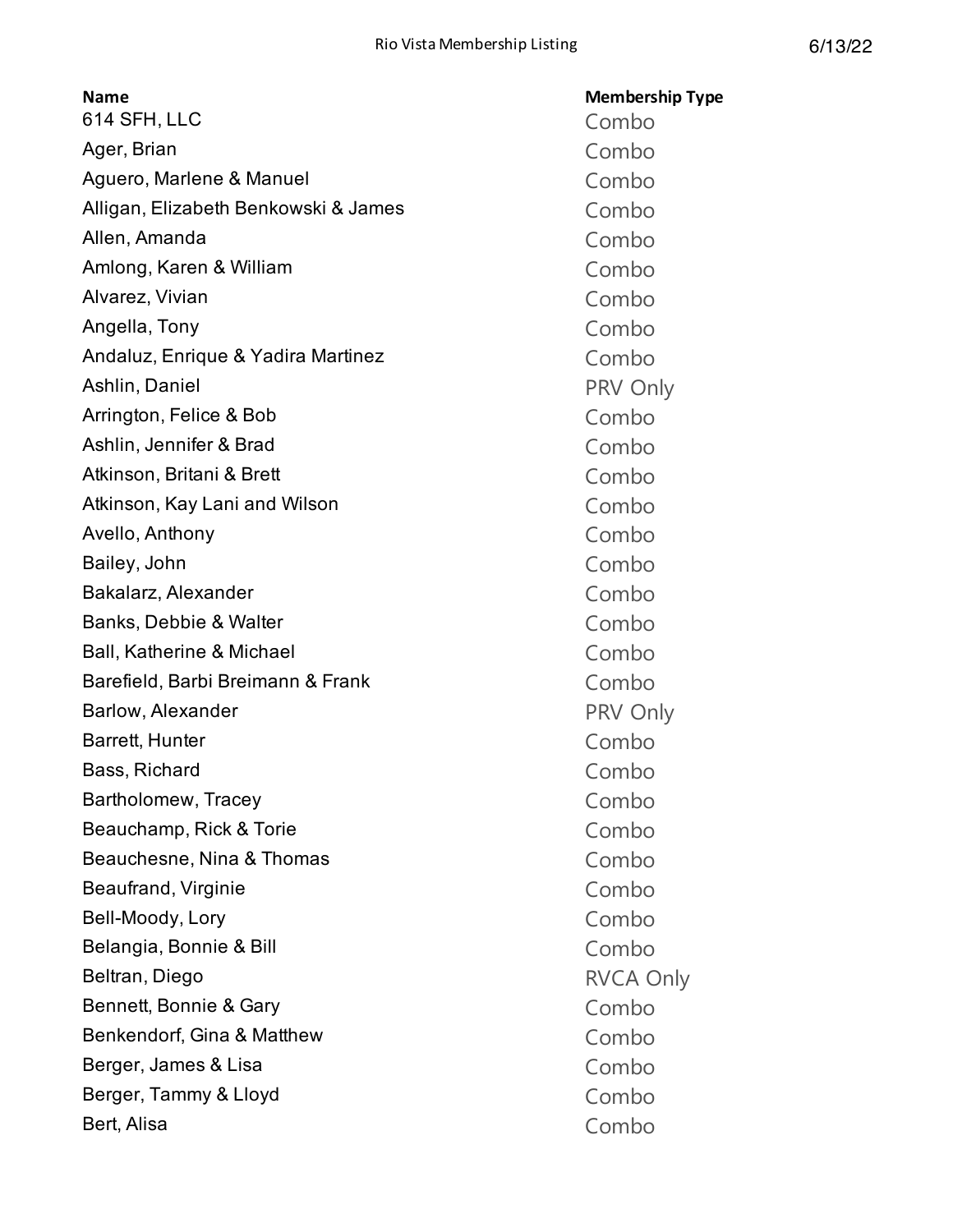| Name | Membership Type |
| --- | --- |
| 614 SFH, LLC | Combo |
| Ager, Brian | Combo |
| Aguero, Marlene & Manuel | Combo |
| Alligan, Elizabeth Benkowski & James | Combo |
| Allen, Amanda | Combo |
| Amlong, Karen & William | Combo |
| Alvarez, Vivian | Combo |
| Angella, Tony | Combo |
| Andaluz, Enrique & Yadira Martinez | Combo |
| Ashlin, Daniel | PRV Only |
| Arrington, Felice & Bob | Combo |
| Ashlin, Jennifer & Brad | Combo |
| Atkinson, Britani & Brett | Combo |
| Atkinson, Kay Lani and Wilson | Combo |
| Avello, Anthony | Combo |
| Bailey, John | Combo |
| Bakalarz, Alexander | Combo |
| Banks, Debbie & Walter | Combo |
| Ball, Katherine & Michael | Combo |
| Barefield, Barbi Breimann & Frank | Combo |
| Barlow, Alexander | PRV Only |
| Barrett, Hunter | Combo |
| Bass, Richard | Combo |
| Bartholomew, Tracey | Combo |
| Beauchamp, Rick & Torie | Combo |
| Beauchesne, Nina & Thomas | Combo |
| Beaufrand, Virginie | Combo |
| Bell-Moody, Lory | Combo |
| Belangia, Bonnie & Bill | Combo |
| Beltran, Diego | RVCA Only |
| Bennett, Bonnie & Gary | Combo |
| Benkendorf, Gina & Matthew | Combo |
| Berger, James & Lisa | Combo |
| Berger, Tammy & Lloyd | Combo |
| Bert, Alisa | Combo |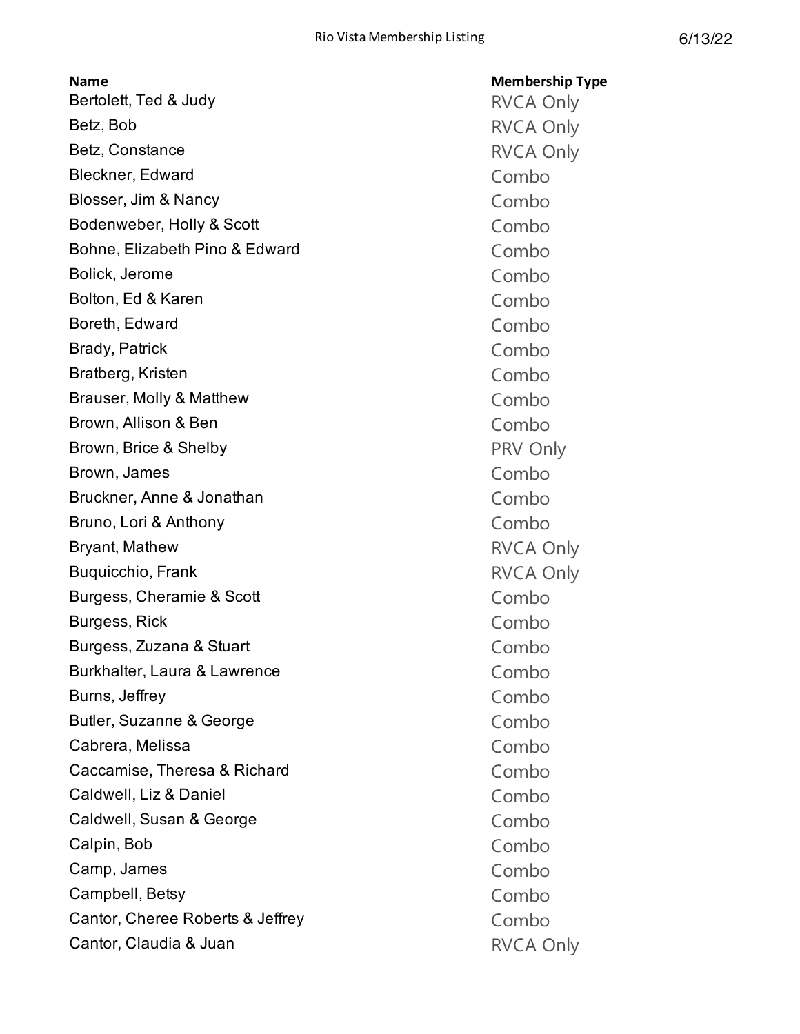| Name | Membership Type |
|---|---|
| Bertolett, Ted & Judy | RVCA Only |
| Betz, Bob | RVCA Only |
| Betz, Constance | RVCA Only |
| Bleckner, Edward | Combo |
| Blosser, Jim & Nancy | Combo |
| Bodenweber, Holly & Scott | Combo |
| Bohne, Elizabeth Pino & Edward | Combo |
| Bolick, Jerome | Combo |
| Bolton, Ed & Karen | Combo |
| Boreth, Edward | Combo |
| Brady, Patrick | Combo |
| Bratberg, Kristen | Combo |
| Brauser, Molly & Matthew | Combo |
| Brown, Allison & Ben | Combo |
| Brown, Brice & Shelby | PRV Only |
| Brown, James | Combo |
| Bruckner, Anne & Jonathan | Combo |
| Bruno, Lori & Anthony | Combo |
| Bryant, Mathew | RVCA Only |
| Buquicchio, Frank | RVCA Only |
| Burgess, Cheramie & Scott | Combo |
| Burgess, Rick | Combo |
| Burgess, Zuzana & Stuart | Combo |
| Burkhalter, Laura & Lawrence | Combo |
| Burns, Jeffrey | Combo |
| Butler, Suzanne & George | Combo |
| Cabrera, Melissa | Combo |
| Caccamise, Theresa & Richard | Combo |
| Caldwell, Liz & Daniel | Combo |
| Caldwell, Susan & George | Combo |
| Calpin, Bob | Combo |
| Camp, James | Combo |
| Campbell, Betsy | Combo |
| Cantor, Cheree Roberts & Jeffrey | Combo |
| Cantor, Claudia & Juan | RVCA Only |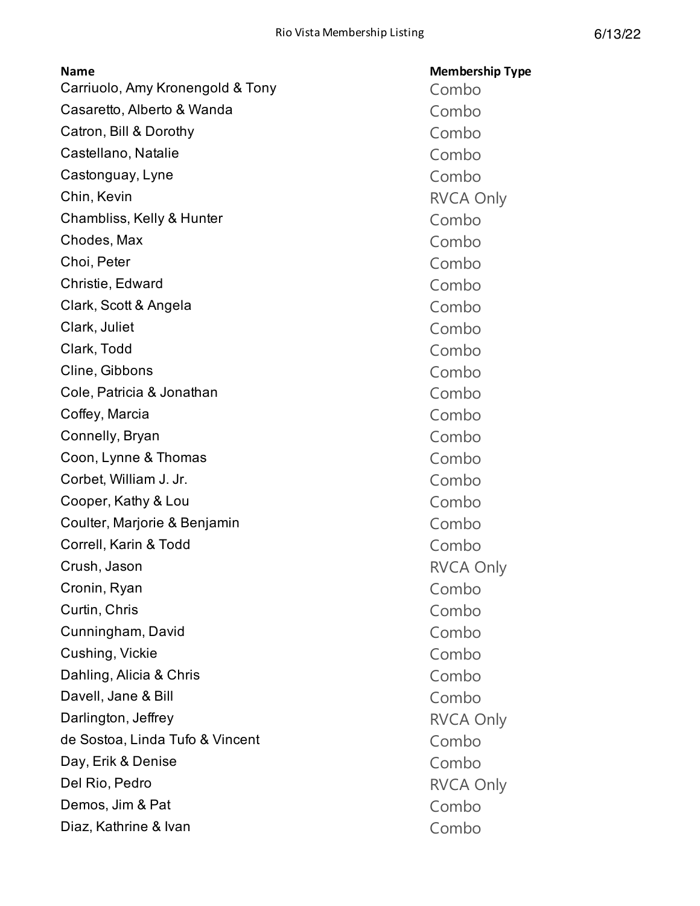| Name | Membership Type |
| --- | --- |
| Carriuolo, Amy Kronengold & Tony | Combo |
| Casaretto, Alberto & Wanda | Combo |
| Catron, Bill & Dorothy | Combo |
| Castellano, Natalie | Combo |
| Castonguay, Lyne | Combo |
| Chin, Kevin | RVCA Only |
| Chambliss, Kelly & Hunter | Combo |
| Chodes, Max | Combo |
| Choi, Peter | Combo |
| Christie, Edward | Combo |
| Clark, Scott & Angela | Combo |
| Clark, Juliet | Combo |
| Clark, Todd | Combo |
| Cline, Gibbons | Combo |
| Cole, Patricia & Jonathan | Combo |
| Coffey, Marcia | Combo |
| Connelly, Bryan | Combo |
| Coon, Lynne & Thomas | Combo |
| Corbet, William J. Jr. | Combo |
| Cooper, Kathy & Lou | Combo |
| Coulter, Marjorie & Benjamin | Combo |
| Correll, Karin & Todd | Combo |
| Crush, Jason | RVCA Only |
| Cronin, Ryan | Combo |
| Curtin, Chris | Combo |
| Cunningham, David | Combo |
| Cushing, Vickie | Combo |
| Dahling, Alicia & Chris | Combo |
| Davell, Jane & Bill | Combo |
| Darlington, Jeffrey | RVCA Only |
| de Sostoa, Linda Tufo & Vincent | Combo |
| Day, Erik & Denise | Combo |
| Del Rio, Pedro | RVCA Only |
| Demos, Jim & Pat | Combo |
| Diaz, Kathrine & Ivan | Combo |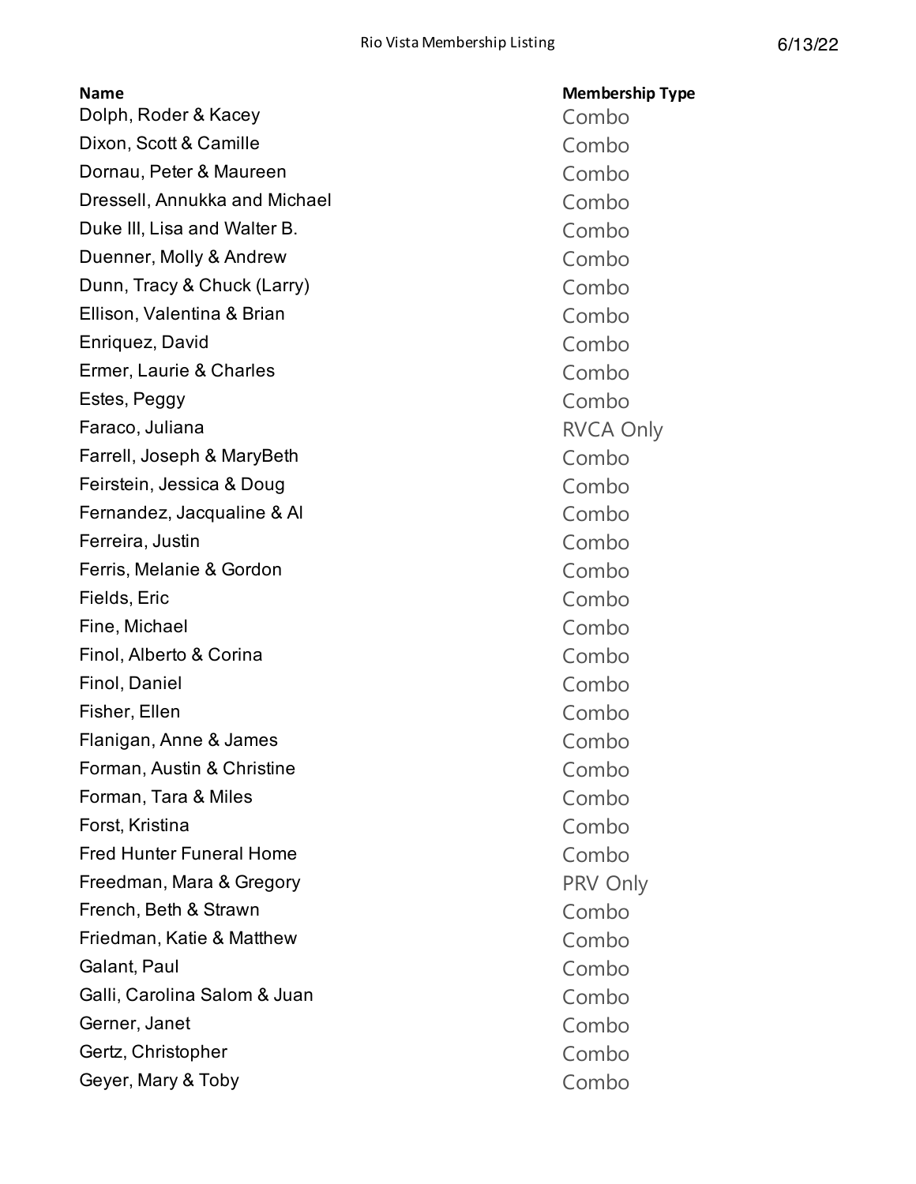| Name | Membership Type |
|---|---|
| Dolph, Roder & Kacey | Combo |
| Dixon, Scott & Camille | Combo |
| Dornau, Peter & Maureen | Combo |
| Dressell, Annukka and Michael | Combo |
| Duke III, Lisa and Walter B. | Combo |
| Duenner, Molly & Andrew | Combo |
| Dunn, Tracy & Chuck (Larry) | Combo |
| Ellison, Valentina & Brian | Combo |
| Enriquez, David | Combo |
| Ermer, Laurie & Charles | Combo |
| Estes, Peggy | Combo |
| Faraco, Juliana | RVCA Only |
| Farrell, Joseph & MaryBeth | Combo |
| Feirstein, Jessica & Doug | Combo |
| Fernandez, Jacqualine & Al | Combo |
| Ferreira, Justin | Combo |
| Ferris, Melanie & Gordon | Combo |
| Fields, Eric | Combo |
| Fine, Michael | Combo |
| Finol, Alberto & Corina | Combo |
| Finol, Daniel | Combo |
| Fisher, Ellen | Combo |
| Flanigan, Anne & James | Combo |
| Forman, Austin & Christine | Combo |
| Forman, Tara & Miles | Combo |
| Forst, Kristina | Combo |
| Fred Hunter Funeral Home | Combo |
| Freedman, Mara & Gregory | PRV Only |
| French, Beth & Strawn | Combo |
| Friedman, Katie & Matthew | Combo |
| Galant, Paul | Combo |
| Galli, Carolina Salom & Juan | Combo |
| Gerner, Janet | Combo |
| Gertz, Christopher | Combo |
| Geyer, Mary & Toby | Combo |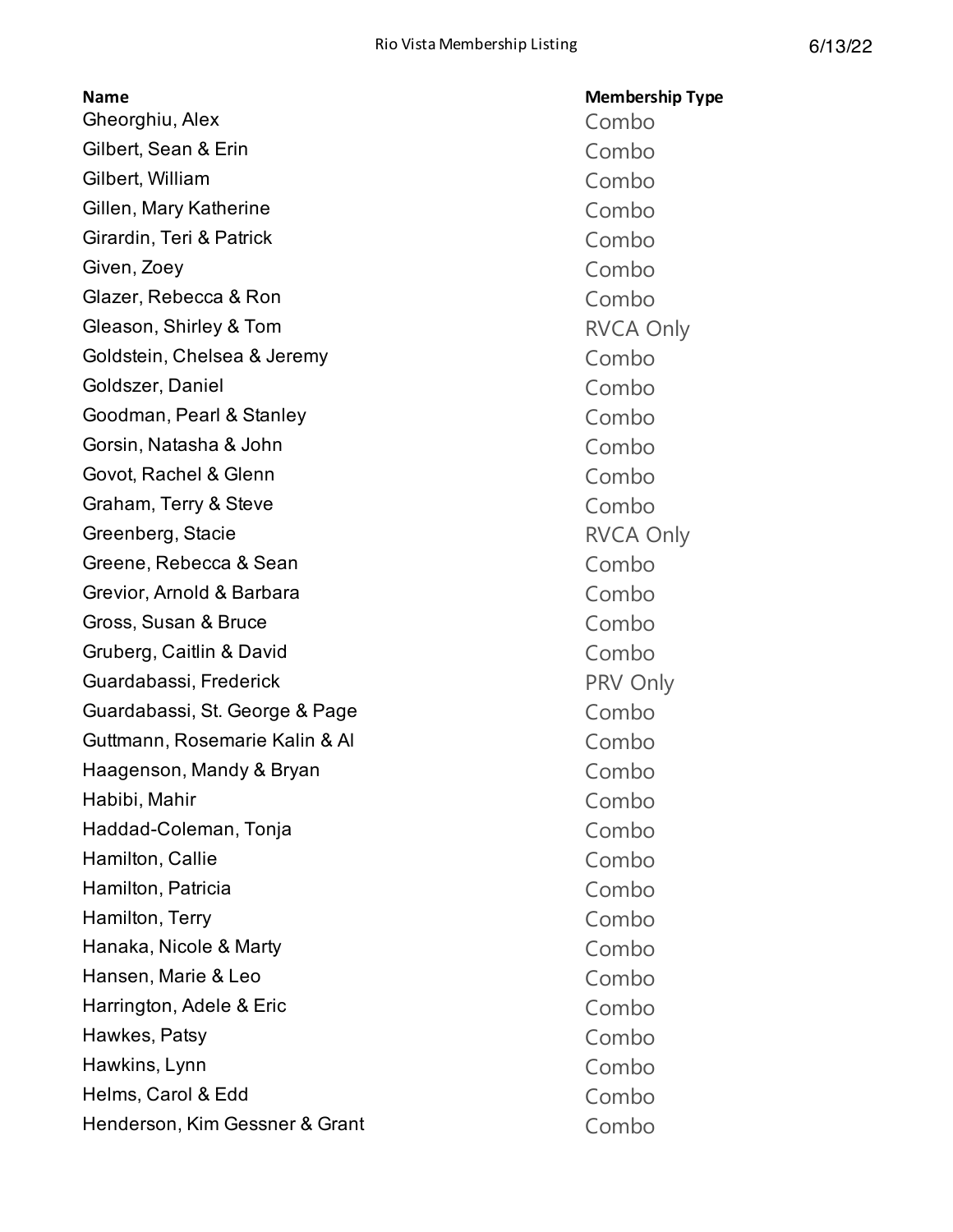| Name | Membership Type |
| --- | --- |
| Gheorghiu, Alex | Combo |
| Gilbert, Sean & Erin | Combo |
| Gilbert, William | Combo |
| Gillen, Mary Katherine | Combo |
| Girardin, Teri & Patrick | Combo |
| Given, Zoey | Combo |
| Glazer, Rebecca & Ron | Combo |
| Gleason, Shirley & Tom | RVCA Only |
| Goldstein, Chelsea & Jeremy | Combo |
| Goldszer, Daniel | Combo |
| Goodman, Pearl & Stanley | Combo |
| Gorsin, Natasha & John | Combo |
| Govot, Rachel & Glenn | Combo |
| Graham, Terry & Steve | Combo |
| Greenberg, Stacie | RVCA Only |
| Greene, Rebecca & Sean | Combo |
| Grevior, Arnold & Barbara | Combo |
| Gross, Susan & Bruce | Combo |
| Gruberg, Caitlin & David | Combo |
| Guardabassi, Frederick | PRV Only |
| Guardabassi, St. George & Page | Combo |
| Guttmann, Rosemarie Kalin & Al | Combo |
| Haagenson, Mandy & Bryan | Combo |
| Habibi, Mahir | Combo |
| Haddad-Coleman, Tonja | Combo |
| Hamilton, Callie | Combo |
| Hamilton, Patricia | Combo |
| Hamilton, Terry | Combo |
| Hanaka, Nicole & Marty | Combo |
| Hansen, Marie & Leo | Combo |
| Harrington, Adele & Eric | Combo |
| Hawkes, Patsy | Combo |
| Hawkins, Lynn | Combo |
| Helms, Carol & Edd | Combo |
| Henderson, Kim Gessner & Grant | Combo |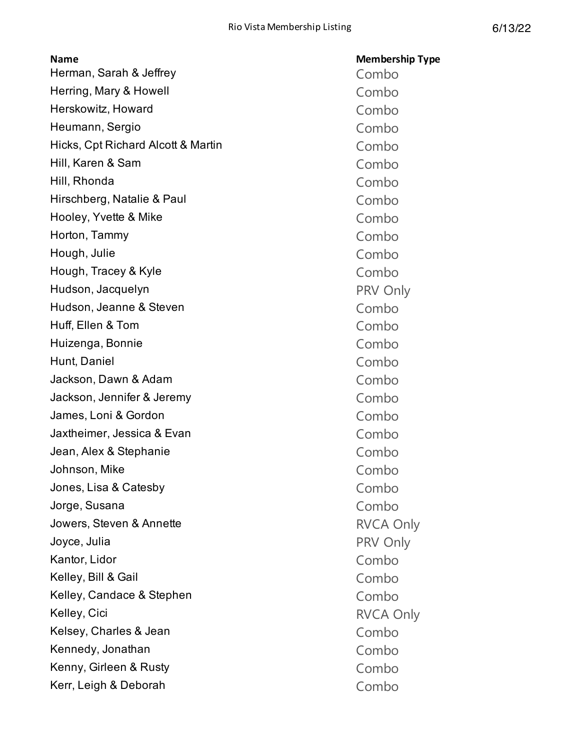| Name | Membership Type |
|---|---|
| Herman, Sarah & Jeffrey | Combo |
| Herring, Mary & Howell | Combo |
| Herskowitz, Howard | Combo |
| Heumann, Sergio | Combo |
| Hicks, Cpt Richard Alcott & Martin | Combo |
| Hill, Karen & Sam | Combo |
| Hill, Rhonda | Combo |
| Hirschberg, Natalie & Paul | Combo |
| Hooley, Yvette & Mike | Combo |
| Horton, Tammy | Combo |
| Hough, Julie | Combo |
| Hough, Tracey & Kyle | Combo |
| Hudson, Jacquelyn | PRV Only |
| Hudson, Jeanne & Steven | Combo |
| Huff, Ellen & Tom | Combo |
| Huizenga, Bonnie | Combo |
| Hunt, Daniel | Combo |
| Jackson, Dawn & Adam | Combo |
| Jackson, Jennifer & Jeremy | Combo |
| James, Loni & Gordon | Combo |
| Jaxtheimer, Jessica & Evan | Combo |
| Jean, Alex & Stephanie | Combo |
| Johnson, Mike | Combo |
| Jones, Lisa & Catesby | Combo |
| Jorge, Susana | Combo |
| Jowers, Steven & Annette | RVCA Only |
| Joyce, Julia | PRV Only |
| Kantor, Lidor | Combo |
| Kelley, Bill & Gail | Combo |
| Kelley, Candace & Stephen | Combo |
| Kelley, Cici | RVCA Only |
| Kelsey, Charles & Jean | Combo |
| Kennedy, Jonathan | Combo |
| Kenny, Girleen & Rusty | Combo |
| Kerr, Leigh & Deborah | Combo |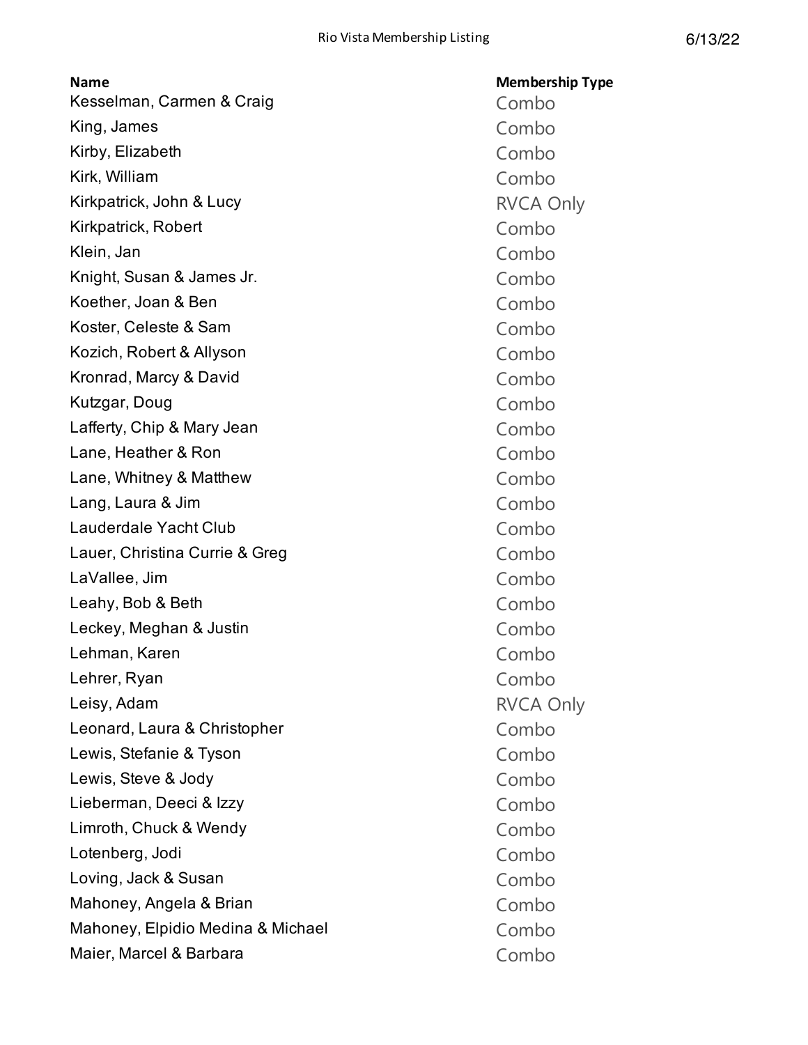| Name | Membership Type |
| --- | --- |
| Kesselman, Carmen & Craig | Combo |
| King, James | Combo |
| Kirby, Elizabeth | Combo |
| Kirk, William | Combo |
| Kirkpatrick, John & Lucy | RVCA Only |
| Kirkpatrick, Robert | Combo |
| Klein, Jan | Combo |
| Knight, Susan & James Jr. | Combo |
| Koether, Joan & Ben | Combo |
| Koster, Celeste & Sam | Combo |
| Kozich, Robert & Allyson | Combo |
| Kronrad, Marcy & David | Combo |
| Kutzgar, Doug | Combo |
| Lafferty, Chip & Mary Jean | Combo |
| Lane, Heather & Ron | Combo |
| Lane, Whitney & Matthew | Combo |
| Lang, Laura & Jim | Combo |
| Lauderdale Yacht Club | Combo |
| Lauer, Christina Currie & Greg | Combo |
| LaVallee, Jim | Combo |
| Leahy, Bob & Beth | Combo |
| Leckey, Meghan & Justin | Combo |
| Lehman, Karen | Combo |
| Lehrer, Ryan | Combo |
| Leisy, Adam | RVCA Only |
| Leonard, Laura & Christopher | Combo |
| Lewis, Stefanie & Tyson | Combo |
| Lewis, Steve & Jody | Combo |
| Lieberman, Deeci & Izzy | Combo |
| Limroth, Chuck & Wendy | Combo |
| Lotenberg, Jodi | Combo |
| Loving, Jack & Susan | Combo |
| Mahoney, Angela & Brian | Combo |
| Mahoney, Elpidio Medina & Michael | Combo |
| Maier, Marcel & Barbara | Combo |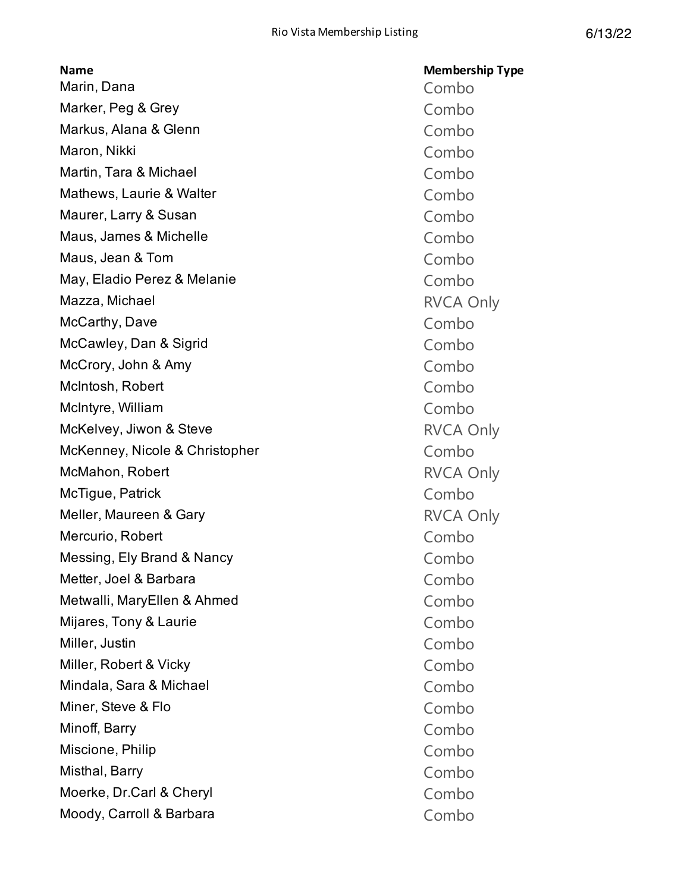| Name | Membership Type |
|---|---|
| Marin, Dana | Combo |
| Marker, Peg & Grey | Combo |
| Markus, Alana & Glenn | Combo |
| Maron, Nikki | Combo |
| Martin, Tara & Michael | Combo |
| Mathews, Laurie & Walter | Combo |
| Maurer, Larry & Susan | Combo |
| Maus, James & Michelle | Combo |
| Maus, Jean & Tom | Combo |
| May, Eladio Perez & Melanie | Combo |
| Mazza, Michael | RVCA Only |
| McCarthy, Dave | Combo |
| McCawley, Dan & Sigrid | Combo |
| McCrory, John & Amy | Combo |
| McIntosh, Robert | Combo |
| McIntyre, William | Combo |
| McKelvey, Jiwon & Steve | RVCA Only |
| McKenney, Nicole & Christopher | Combo |
| McMahon, Robert | RVCA Only |
| McTigue, Patrick | Combo |
| Meller, Maureen & Gary | RVCA Only |
| Mercurio, Robert | Combo |
| Messing, Ely Brand & Nancy | Combo |
| Metter, Joel & Barbara | Combo |
| Metwalli, MaryEllen & Ahmed | Combo |
| Mijares, Tony & Laurie | Combo |
| Miller, Justin | Combo |
| Miller, Robert & Vicky | Combo |
| Mindala, Sara & Michael | Combo |
| Miner, Steve & Flo | Combo |
| Minoff, Barry | Combo |
| Miscione, Philip | Combo |
| Misthal, Barry | Combo |
| Moerke, Dr.Carl & Cheryl | Combo |
| Moody, Carroll & Barbara | Combo |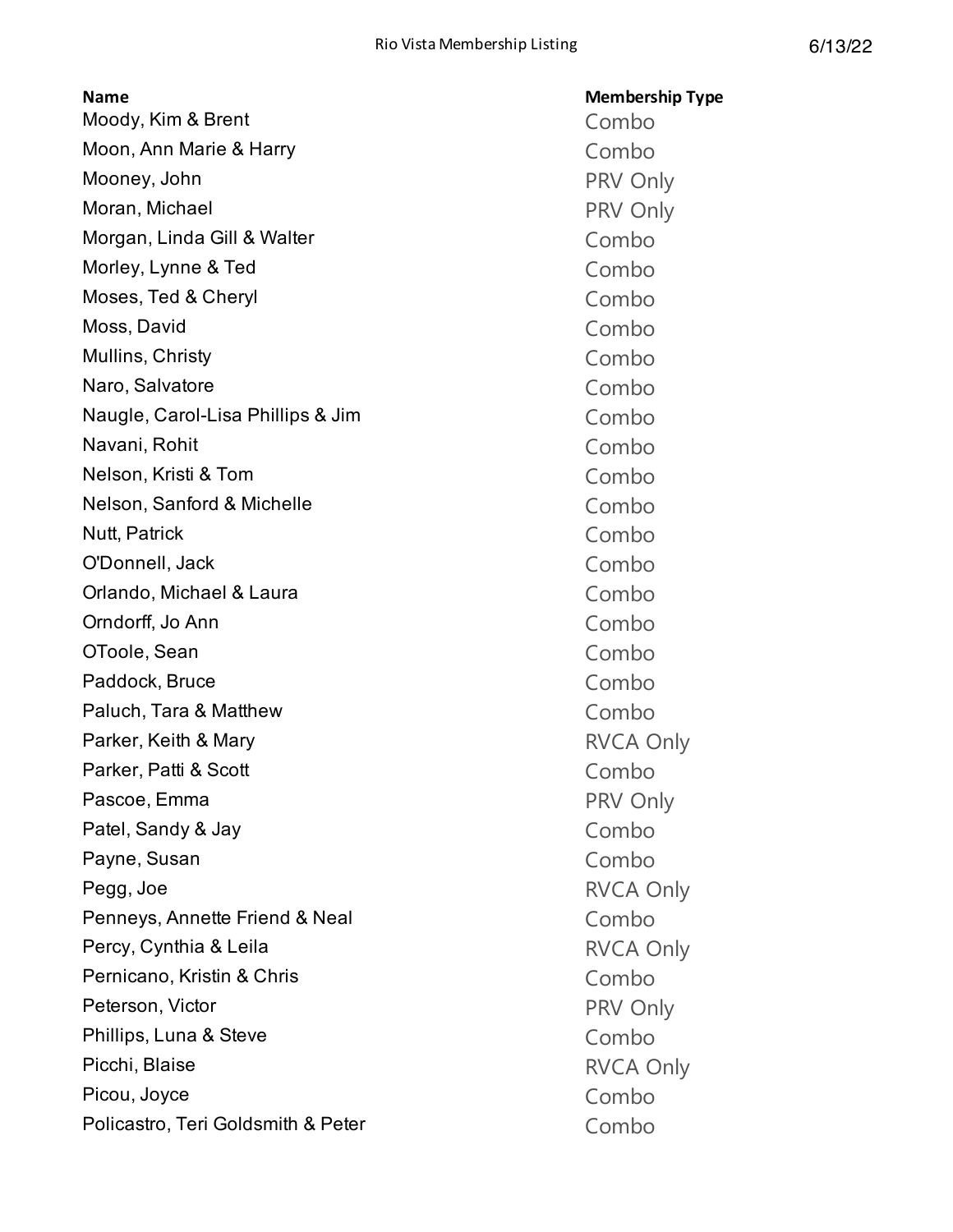| Name | Membership Type |
|---|---|
| Moody, Kim & Brent | Combo |
| Moon, Ann Marie & Harry | Combo |
| Mooney, John | PRV Only |
| Moran, Michael | PRV Only |
| Morgan, Linda Gill & Walter | Combo |
| Morley, Lynne & Ted | Combo |
| Moses, Ted & Cheryl | Combo |
| Moss, David | Combo |
| Mullins, Christy | Combo |
| Naro, Salvatore | Combo |
| Naugle, Carol-Lisa Phillips & Jim | Combo |
| Navani, Rohit | Combo |
| Nelson, Kristi & Tom | Combo |
| Nelson, Sanford & Michelle | Combo |
| Nutt, Patrick | Combo |
| O'Donnell, Jack | Combo |
| Orlando, Michael & Laura | Combo |
| Orndorff, Jo Ann | Combo |
| OToole, Sean | Combo |
| Paddock, Bruce | Combo |
| Paluch, Tara & Matthew | Combo |
| Parker, Keith & Mary | RVCA Only |
| Parker, Patti & Scott | Combo |
| Pascoe, Emma | PRV Only |
| Patel, Sandy & Jay | Combo |
| Payne, Susan | Combo |
| Pegg, Joe | RVCA Only |
| Penneys, Annette Friend & Neal | Combo |
| Percy, Cynthia & Leila | RVCA Only |
| Pernicano, Kristin & Chris | Combo |
| Peterson, Victor | PRV Only |
| Phillips, Luna & Steve | Combo |
| Picchi, Blaise | RVCA Only |
| Picou, Joyce | Combo |
| Policastro, Teri Goldsmith & Peter | Combo |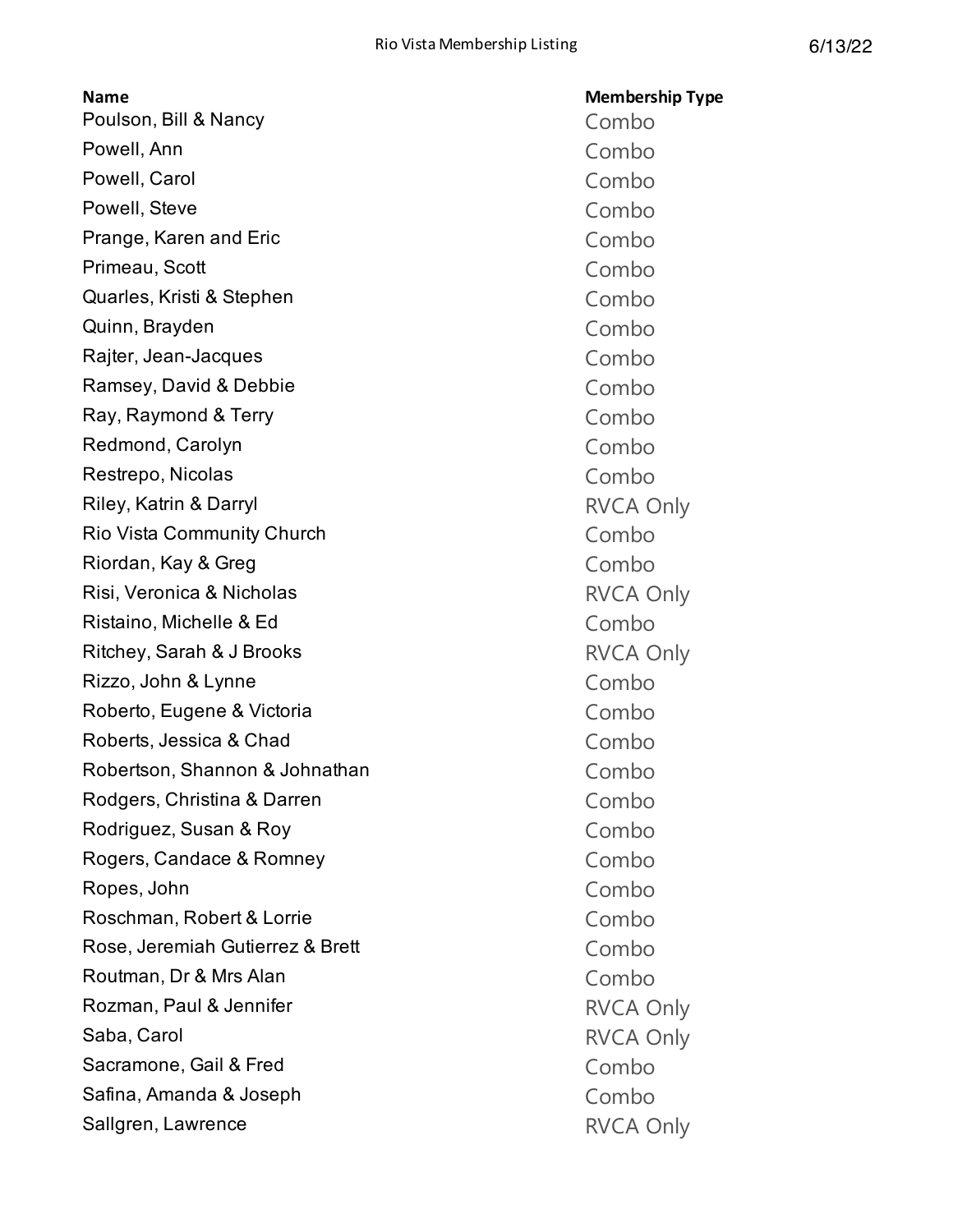| Name | Membership Type |
|---|---|
| Poulson, Bill & Nancy | Combo |
| Powell, Ann | Combo |
| Powell, Carol | Combo |
| Powell, Steve | Combo |
| Prange, Karen and Eric | Combo |
| Primeau, Scott | Combo |
| Quarles, Kristi & Stephen | Combo |
| Quinn, Brayden | Combo |
| Rajter, Jean-Jacques | Combo |
| Ramsey, David & Debbie | Combo |
| Ray, Raymond & Terry | Combo |
| Redmond, Carolyn | Combo |
| Restrepo, Nicolas | Combo |
| Riley, Katrin & Darryl | RVCA Only |
| Rio Vista Community Church | Combo |
| Riordan, Kay & Greg | Combo |
| Risi, Veronica & Nicholas | RVCA Only |
| Ristaino, Michelle & Ed | Combo |
| Ritchey, Sarah & J Brooks | RVCA Only |
| Rizzo, John & Lynne | Combo |
| Roberto, Eugene & Victoria | Combo |
| Roberts, Jessica & Chad | Combo |
| Robertson, Shannon & Johnathan | Combo |
| Rodgers, Christina & Darren | Combo |
| Rodriguez, Susan & Roy | Combo |
| Rogers, Candace & Romney | Combo |
| Ropes, John | Combo |
| Roschman, Robert & Lorrie | Combo |
| Rose, Jeremiah Gutierrez & Brett | Combo |
| Routman, Dr & Mrs Alan | Combo |
| Rozman, Paul & Jennifer | RVCA Only |
| Saba, Carol | RVCA Only |
| Sacramone, Gail & Fred | Combo |
| Safina, Amanda & Joseph | Combo |
| Sallgren, Lawrence | RVCA Only |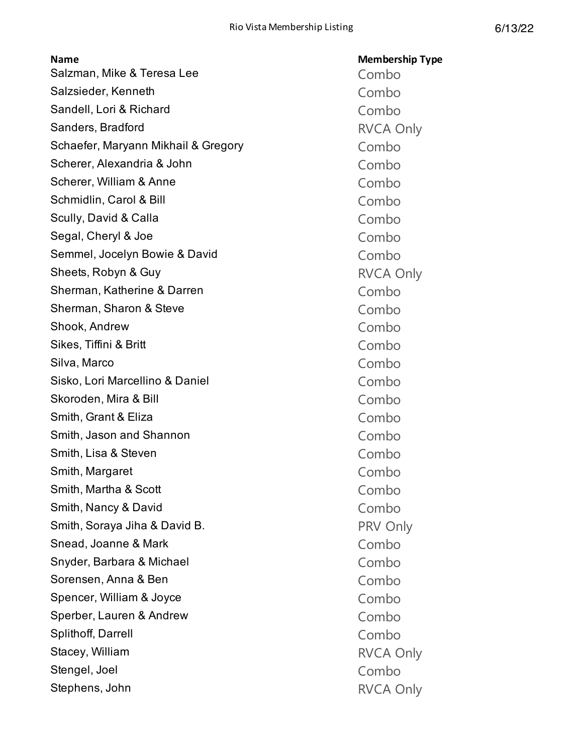| Name | Membership Type |
| --- | --- |
| Salzman, Mike & Teresa Lee | Combo |
| Salzsieder, Kenneth | Combo |
| Sandell, Lori & Richard | Combo |
| Sanders, Bradford | RVCA Only |
| Schaefer, Maryann Mikhail & Gregory | Combo |
| Scherer, Alexandria & John | Combo |
| Scherer, William & Anne | Combo |
| Schmidlin, Carol & Bill | Combo |
| Scully, David & Calla | Combo |
| Segal, Cheryl & Joe | Combo |
| Semmel, Jocelyn Bowie & David | Combo |
| Sheets, Robyn & Guy | RVCA Only |
| Sherman, Katherine & Darren | Combo |
| Sherman, Sharon & Steve | Combo |
| Shook, Andrew | Combo |
| Sikes, Tiffini & Britt | Combo |
| Silva, Marco | Combo |
| Sisko, Lori Marcellino & Daniel | Combo |
| Skoroden, Mira & Bill | Combo |
| Smith, Grant & Eliza | Combo |
| Smith, Jason and Shannon | Combo |
| Smith, Lisa & Steven | Combo |
| Smith, Margaret | Combo |
| Smith, Martha & Scott | Combo |
| Smith, Nancy & David | Combo |
| Smith, Soraya Jiha & David B. | PRV Only |
| Snead, Joanne & Mark | Combo |
| Snyder, Barbara & Michael | Combo |
| Sorensen, Anna & Ben | Combo |
| Spencer, William & Joyce | Combo |
| Sperber, Lauren & Andrew | Combo |
| Splithoff, Darrell | Combo |
| Stacey, William | RVCA Only |
| Stengel, Joel | Combo |
| Stephens, John | RVCA Only |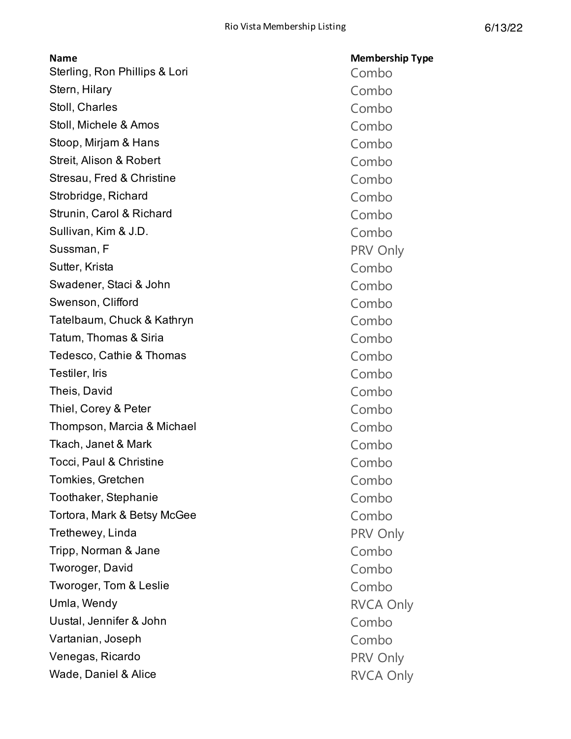| Name | Membership Type |
| --- | --- |
| Sterling, Ron Phillips & Lori | Combo |
| Stern, Hilary | Combo |
| Stoll, Charles | Combo |
| Stoll, Michele & Amos | Combo |
| Stoop, Mirjam & Hans | Combo |
| Streit, Alison & Robert | Combo |
| Stresau, Fred & Christine | Combo |
| Strobridge, Richard | Combo |
| Strunin, Carol & Richard | Combo |
| Sullivan, Kim & J.D. | Combo |
| Sussman, F | PRV Only |
| Sutter, Krista | Combo |
| Swadener, Staci & John | Combo |
| Swenson, Clifford | Combo |
| Tatelbaum, Chuck & Kathryn | Combo |
| Tatum, Thomas & Siria | Combo |
| Tedesco, Cathie & Thomas | Combo |
| Testiler, Iris | Combo |
| Theis, David | Combo |
| Thiel, Corey & Peter | Combo |
| Thompson, Marcia & Michael | Combo |
| Tkach, Janet & Mark | Combo |
| Tocci, Paul & Christine | Combo |
| Tomkies, Gretchen | Combo |
| Toothaker, Stephanie | Combo |
| Tortora, Mark & Betsy McGee | Combo |
| Trethewey, Linda | PRV Only |
| Tripp, Norman & Jane | Combo |
| Tworoger, David | Combo |
| Tworoger, Tom & Leslie | Combo |
| Umla, Wendy | RVCA Only |
| Uustal, Jennifer & John | Combo |
| Vartanian, Joseph | Combo |
| Venegas, Ricardo | PRV Only |
| Wade, Daniel & Alice | RVCA Only |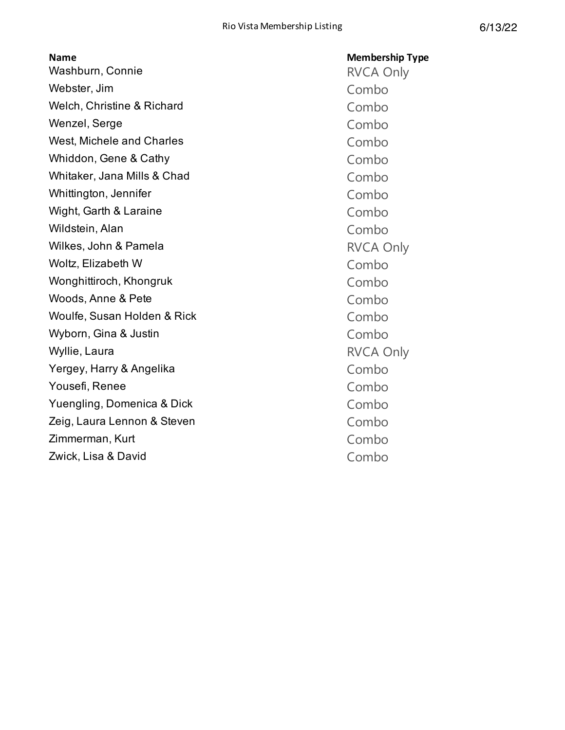| Name | Membership Type |
| --- | --- |
| Washburn, Connie | RVCA Only |
| Webster, Jim | Combo |
| Welch, Christine & Richard | Combo |
| Wenzel, Serge | Combo |
| West, Michele and Charles | Combo |
| Whiddon, Gene & Cathy | Combo |
| Whitaker, Jana Mills & Chad | Combo |
| Whittington, Jennifer | Combo |
| Wight, Garth & Laraine | Combo |
| Wildstein, Alan | Combo |
| Wilkes, John & Pamela | RVCA Only |
| Woltz, Elizabeth W | Combo |
| Wonghittiroch, Khongruk | Combo |
| Woods, Anne & Pete | Combo |
| Woulfe, Susan Holden & Rick | Combo |
| Wyborn, Gina & Justin | Combo |
| Wyllie, Laura | RVCA Only |
| Yergey, Harry & Angelika | Combo |
| Yousefi, Renee | Combo |
| Yuengling, Domenica & Dick | Combo |
| Zeig, Laura Lennon & Steven | Combo |
| Zimmerman, Kurt | Combo |
| Zwick, Lisa & David | Combo |